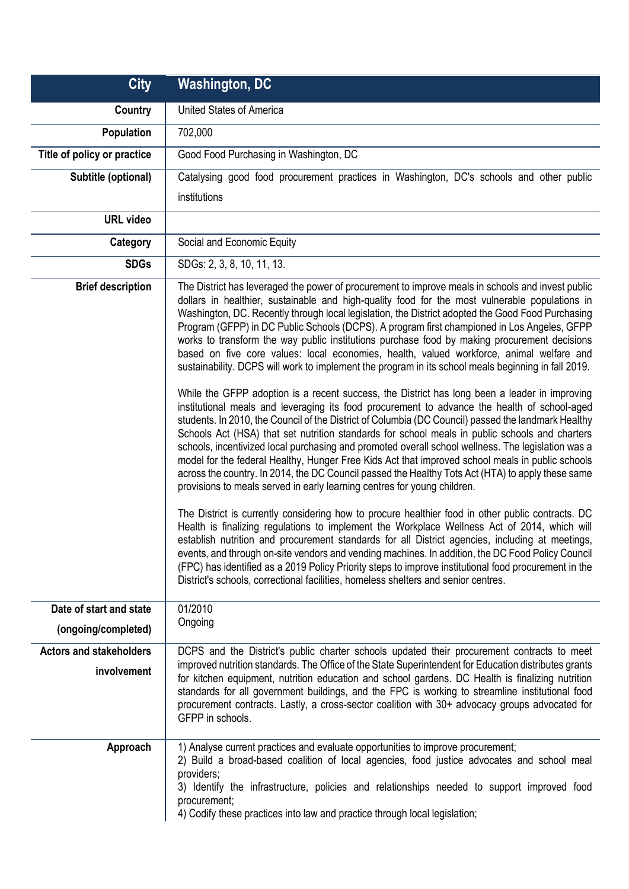| City | Washington, DC |
|---|---|
| Country | United States of America |
| Population | 702,000 |
| Title of policy or practice | Good Food Purchasing in Washington, DC |
| Subtitle (optional) | Catalysing good food procurement practices in Washington, DC's schools and other public institutions |
| URL video | |
| Category | Social and Economic Equity |
| SDGs | SDGs: 2, 3, 8, 10, 11, 13. |
| Brief description | The District has leveraged the power of procurement to improve meals in schools and invest public dollars in healthier, sustainable and high-quality food for the most vulnerable populations in Washington, DC. Recently through local legislation, the District adopted the Good Food Purchasing Program (GFPP) in DC Public Schools (DCPS). A program first championed in Los Angeles, GFPP works to transform the way public institutions purchase food by making procurement decisions based on five core values: local economies, health, valued workforce, animal welfare and sustainability. DCPS will work to implement the program in its school meals beginning in fall 2019.<br><br>While the GFPP adoption is a recent success, the District has long been a leader in improving institutional meals and leveraging its food procurement to advance the health of school-aged students. In 2010, the Council of the District of Columbia (DC Council) passed the landmark Healthy Schools Act (HSA) that set nutrition standards for school meals in public schools and charters schools, incentivized local purchasing and promoted overall school wellness. The legislation was a model for the federal Healthy, Hunger Free Kids Act that improved school meals in public schools across the country. In 2014, the DC Council passed the Healthy Tots Act (HTA) to apply these same provisions to meals served in early learning centres for young children.<br><br>The District is currently considering how to procure healthier food in other public contracts. DC Health is finalizing regulations to implement the Workplace Wellness Act of 2014, which will establish nutrition and procurement standards for all District agencies, including at meetings, events, and through on-site vendors and vending machines. In addition, the DC Food Policy Council (FPC) has identified as a 2019 Policy Priority steps to improve institutional food procurement in the District's schools, correctional facilities, homeless shelters and senior centres. |
| Date of start and state (ongoing/completed) | 01/2010<br>Ongoing |
| Actors and stakeholders involvement | DCPS and the District's public charter schools updated their procurement contracts to meet improved nutrition standards. The Office of the State Superintendent for Education distributes grants for kitchen equipment, nutrition education and school gardens. DC Health is finalizing nutrition standards for all government buildings, and the FPC is working to streamline institutional food procurement contracts. Lastly, a cross-sector coalition with 30+ advocacy groups advocated for GFPP in schools. |
| Approach | 1) Analyse current practices and evaluate opportunities to improve procurement;<br>2) Build a broad-based coalition of local agencies, food justice advocates and school meal providers;<br>3) Identify the infrastructure, policies and relationships needed to support improved food procurement;<br>4) Codify these practices into law and practice through local legislation; |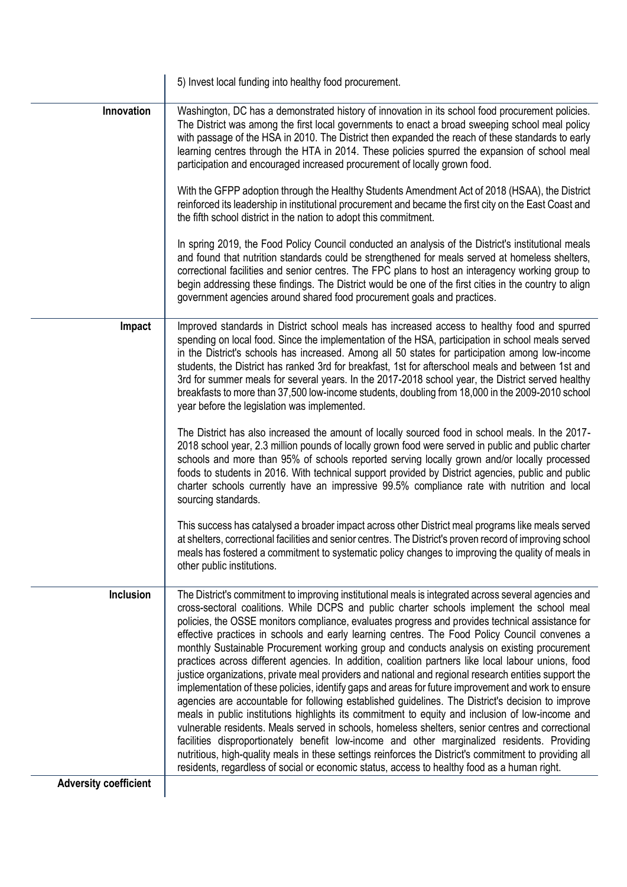| | |
|---|---|
| | 5) Invest local funding into healthy food procurement. |
| **Innovation** | Washington, DC has a demonstrated history of innovation in its school food procurement policies. The District was among the first local governments to enact a broad sweeping school meal policy with passage of the HSA in 2010. The District then expanded the reach of these standards to early learning centres through the HTA in 2014. These policies spurred the expansion of school meal participation and encouraged increased procurement of locally grown food.<br><br>With the GFPP adoption through the Healthy Students Amendment Act of 2018 (HSAA), the District reinforced its leadership in institutional procurement and became the first city on the East Coast and the fifth school district in the nation to adopt this commitment.<br><br>In spring 2019, the Food Policy Council conducted an analysis of the District's institutional meals and found that nutrition standards could be strengthened for meals served at homeless shelters, correctional facilities and senior centres. The FPC plans to host an interagency working group to begin addressing these findings. The District would be one of the first cities in the country to align government agencies around shared food procurement goals and practices. |
| **Impact** | Improved standards in District school meals has increased access to healthy food and spurred spending on local food. Since the implementation of the HSA, participation in school meals served in the District's schools has increased. Among all 50 states for participation among low-income students, the District has ranked 3rd for breakfast, 1st for afterschool meals and between 1st and 3rd for summer meals for several years. In the 2017-2018 school year, the District served healthy breakfasts to more than 37,500 low-income students, doubling from 18,000 in the 2009-2010 school year before the legislation was implemented.<br><br>The District has also increased the amount of locally sourced food in school meals. In the 2017-2018 school year, 2.3 million pounds of locally grown food were served in public and public charter schools and more than 95% of schools reported serving locally grown and/or locally processed foods to students in 2016. With technical support provided by District agencies, public and public charter schools currently have an impressive 99.5% compliance rate with nutrition and local sourcing standards.<br><br>This success has catalysed a broader impact across other District meal programs like meals served at shelters, correctional facilities and senior centres. The District's proven record of improving school meals has fostered a commitment to systematic policy changes to improving the quality of meals in other public institutions. |
| **Inclusion** | The District's commitment to improving institutional meals is integrated across several agencies and cross-sectoral coalitions. While DCPS and public charter schools implement the school meal policies, the OSSE monitors compliance, evaluates progress and provides technical assistance for effective practices in schools and early learning centres. The Food Policy Council convenes a monthly Sustainable Procurement working group and conducts analysis on existing procurement practices across different agencies. In addition, coalition partners like local labour unions, food justice organizations, private meal providers and national and regional research entities support the implementation of these policies, identify gaps and areas for future improvement and work to ensure agencies are accountable for following established guidelines. The District's decision to improve meals in public institutions highlights its commitment to equity and inclusion of low-income and vulnerable residents. Meals served in schools, homeless shelters, senior centres and correctional facilities disproportionately benefit low-income and other marginalized residents. Providing nutritious, high-quality meals in these settings reinforces the District's commitment to providing all residents, regardless of social or economic status, access to healthy food as a human right. |
| **Adversity coefficient** | |